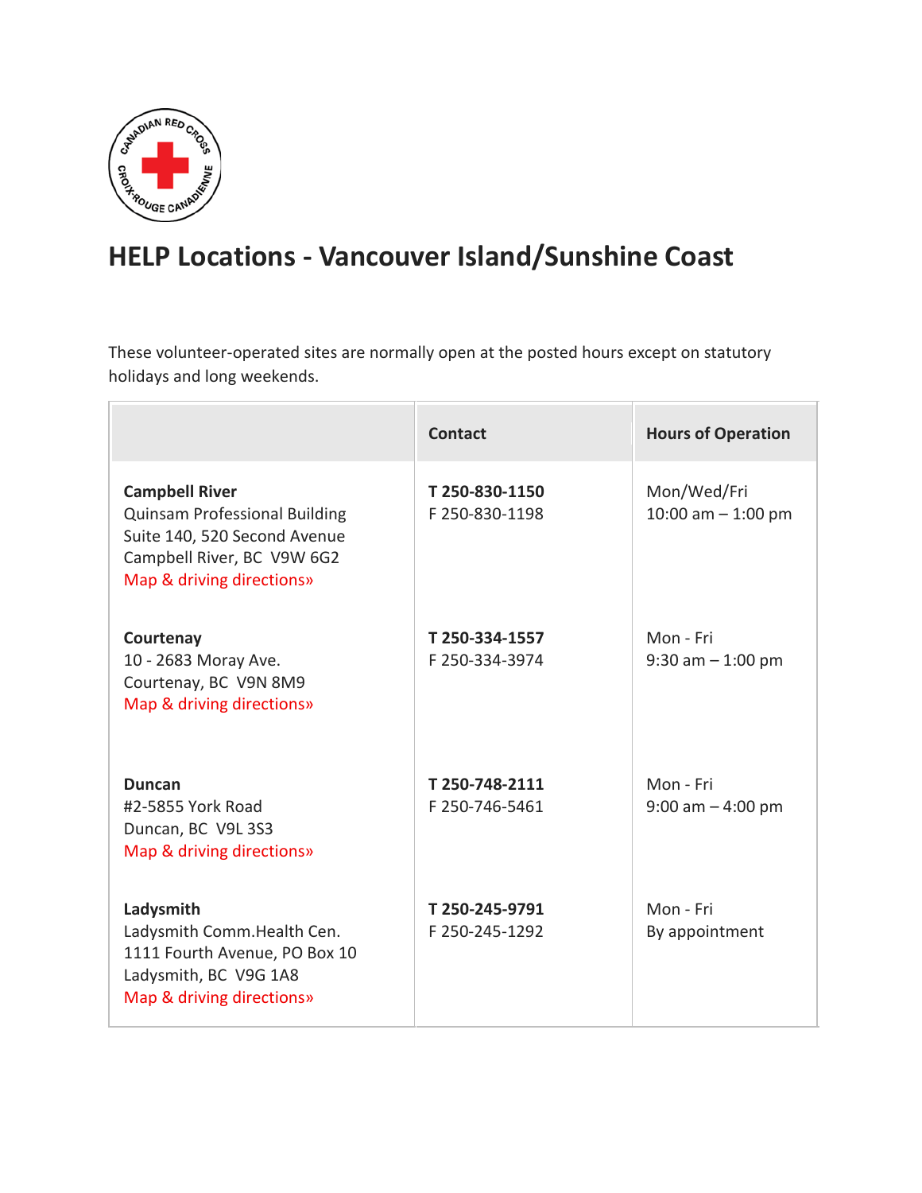# HELP Locations - Vancouver Island/Sunshine Coast

These volunteer-operated sites are normally open at the posted hours except on statutory holidays and long weekends.

| | Contact | Hours of Operation |
|---|---|---|
| **Campbell River**<br>Quinsam Professional Building<br>Suite 140, 520 Second Avenue<br>Campbell River, BC V9W 6G2<br>Map & driving directions» | **T 250-830-1150**<br>F 250-830-1198 | Mon/Wed/Fri<br>10:00 am – 1:00 pm |
| **Courtenay**<br>10 - 2683 Moray Ave.<br>Courtenay, BC V9N 8M9<br>Map & driving directions» | **T 250-334-1557**<br>F 250-334-3974 | Mon - Fri<br>9:30 am – 1:00 pm |
| **Duncan**<br>#2-5855 York Road<br>Duncan, BC V9L 3S3<br>Map & driving directions» | **T 250-748-2111**<br>F 250-746-5461 | Mon - Fri<br>9:00 am – 4:00 pm |
| **Ladysmith**<br>Ladysmith Comm.Health Cen.<br>1111 Fourth Avenue, PO Box 10<br>Ladysmith, BC V9G 1A8<br>Map & driving directions» | **T 250-245-9791**<br>F 250-245-1292 | Mon - Fri<br>By appointment |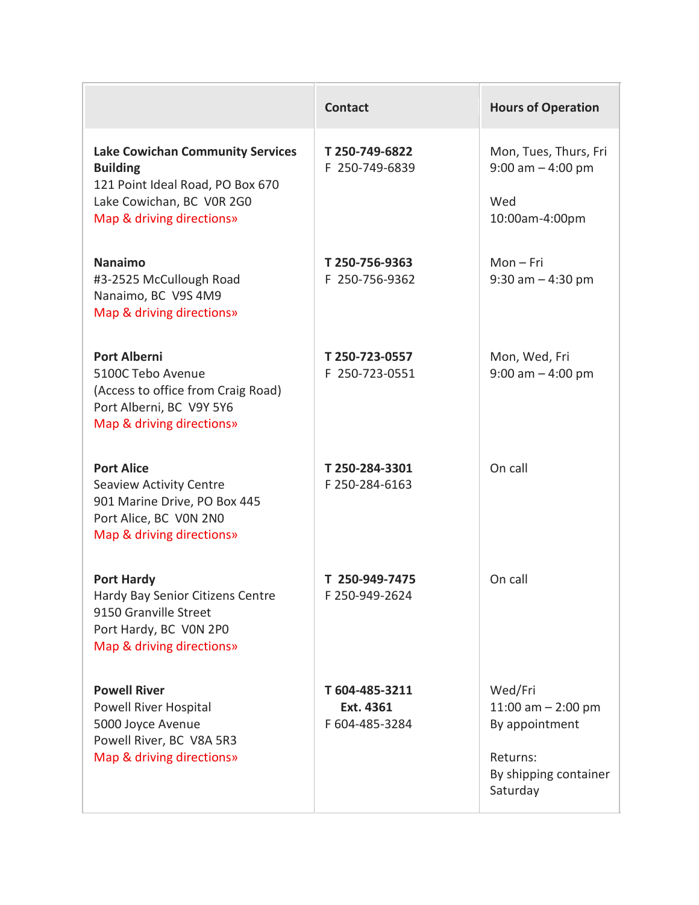| | Contact | Hours of Operation |
|---|---|---|
| **Lake Cowichan Community Services Building**<br>121 Point Ideal Road, PO Box 670<br>Lake Cowichan, BC V0R 2G0<br>Map & driving directions» | **T 250-749-6822**<br>F 250-749-6839 | Mon, Tues, Thurs, Fri<br>9:00 am – 4:00 pm<br><br>Wed<br>10:00am-4:00pm |
| **Nanaimo**<br>#3-2525 McCullough Road<br>Nanaimo, BC V9S 4M9<br>Map & driving directions» | **T 250-756-9363**<br>F 250-756-9362 | Mon – Fri<br>9:30 am – 4:30 pm |
| **Port Alberni**<br>5100C Tebo Avenue<br>(Access to office from Craig Road)<br>Port Alberni, BC V9Y 5Y6<br>Map & driving directions» | **T 250-723-0557**<br>F 250-723-0551 | Mon, Wed, Fri<br>9:00 am – 4:00 pm |
| **Port Alice**<br>Seaview Activity Centre<br>901 Marine Drive, PO Box 445<br>Port Alice, BC V0N 2N0<br>Map & driving directions» | **T 250-284-3301**<br>F 250-284-6163 | On call |
| **Port Hardy**<br>Hardy Bay Senior Citizens Centre<br>9150 Granville Street<br>Port Hardy, BC V0N 2P0<br>Map & driving directions» | **T 250-949-7475**<br>F 250-949-2624 | On call |
| **Powell River**<br>Powell River Hospital<br>5000 Joyce Avenue<br>Powell River, BC V8A 5R3<br>Map & driving directions» | **T 604-485-3211**<br>**Ext. 4361**<br>F 604-485-3284 | Wed/Fri<br>11:00 am – 2:00 pm<br>By appointment<br><br>Returns:<br>By shipping container<br>Saturday |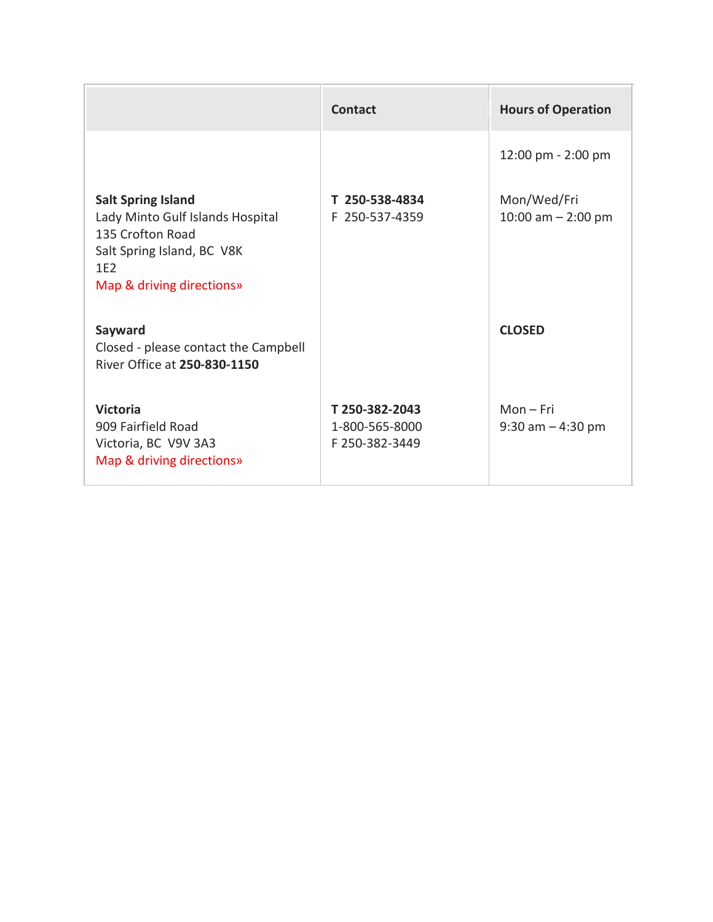| | Contact | Hours of Operation |
|---|---|---|
| | | 12:00 pm - 2:00 pm |
| **Salt Spring Island**<br>Lady Minto Gulf Islands Hospital<br>135 Crofton Road<br>Salt Spring Island, BC  V8K 1E2<br>Map & driving directions» | **T  250-538-4834**<br>F  250-537-4359 | Mon/Wed/Fri<br>10:00 am – 2:00 pm |
| **Sayward**<br>Closed - please contact the Campbell River Office at **250-830-1150** | | **CLOSED** |
| **Victoria**<br>909 Fairfield Road<br>Victoria, BC  V9V 3A3<br>Map & driving directions» | **T 250-382-2043**<br>1-800-565-8000<br>F 250-382-3449 | Mon – Fri<br>9:30 am – 4:30 pm |